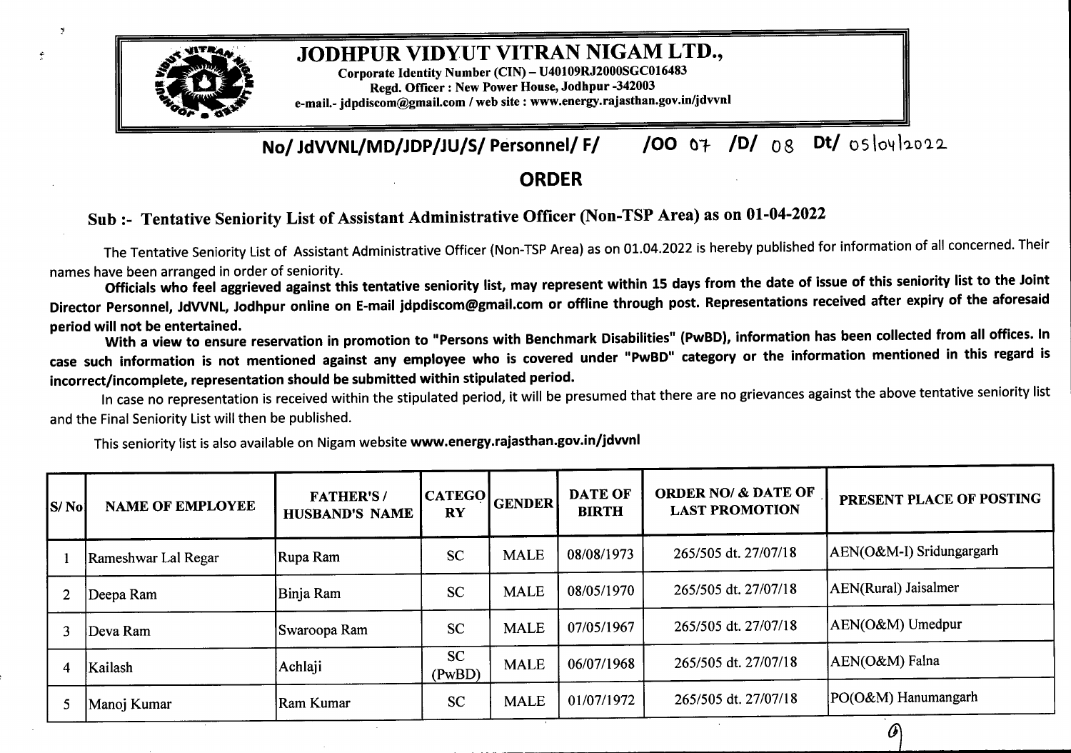# JODHPUR VIDYUT VITRAN NIGAM LTD.,

**Corporate Identity Number (CIN) – U40109RJ2000SGC016483**
**Regd. Officer : New Power House, Jodhpur -342003**
**e-mail.- jdpdiscom@gmail.com / web site : www.energy.rajasthan.gov.in/jdvvnl**

**No/ JdVVNL/MD/JDP/JU/S/ Personnel/ F/ /OO 07 /D/ 08 Dt/ 05/04/2022**

## ORDER

### Sub :- Tentative Seniority List of Assistant Administrative Officer (Non-TSP Area) as on 01-04-2022

The Tentative Seniority List of Assistant Administrative Officer (Non-TSP Area) as on 01.04.2022 is hereby published for information of all concerned. Their names have been arranged in order of seniority.

**Officials who feel aggrieved against this tentative seniority list, may represent within 15 days from the date of issue of this seniority list to the Joint Director Personnel, JdVVNL, Jodhpur online on E-mail jdpdiscom@gmail.com or offline through post. Representations received after expiry of the aforesaid period will not be entertained.**

**With a view to ensure reservation in promotion to "Persons with Benchmark Disabilities" (PwBD), information has been collected from all offices. In case such information is not mentioned against any employee who is covered under "PwBD" category or the information mentioned in this regard is incorrect/incomplete, representation should be submitted within stipulated period.**

In case no representation is received within the stipulated period, it will be presumed that there are no grievances against the above tentative seniority list and the Final Seniority List will then be published.

This seniority list is also available on Nigam website **www.energy.rajasthan.gov.in/jdvvnl**

| S/ No | NAME OF EMPLOYEE | FATHER'S / HUSBAND'S NAME | CATEGORY | GENDER | DATE OF BIRTH | ORDER NO/ & DATE OF LAST PROMOTION | PRESENT PLACE OF POSTING |
|---|---|---|---|---|---|---|---|
| 1 | Rameshwar Lal Regar | Rupa Ram | SC | MALE | 08/08/1973 | 265/505 dt. 27/07/18 | AEN(O&M-I) Sridungargarh |
| 2 | Deepa Ram | Binja Ram | SC | MALE | 08/05/1970 | 265/505 dt. 27/07/18 | AEN(Rural) Jaisalmer |
| 3 | Deva Ram | Swaroopa Ram | SC | MALE | 07/05/1967 | 265/505 dt. 27/07/18 | AEN(O&M) Umedpur |
| 4 | Kailash | Achlaji | SC (PwBD) | MALE | 06/07/1968 | 265/505 dt. 27/07/18 | AEN(O&M) Falna |
| 5 | Manoj Kumar | Ram Kumar | SC | MALE | 01/07/1972 | 265/505 dt. 27/07/18 | PO(O&M) Hanumangarh |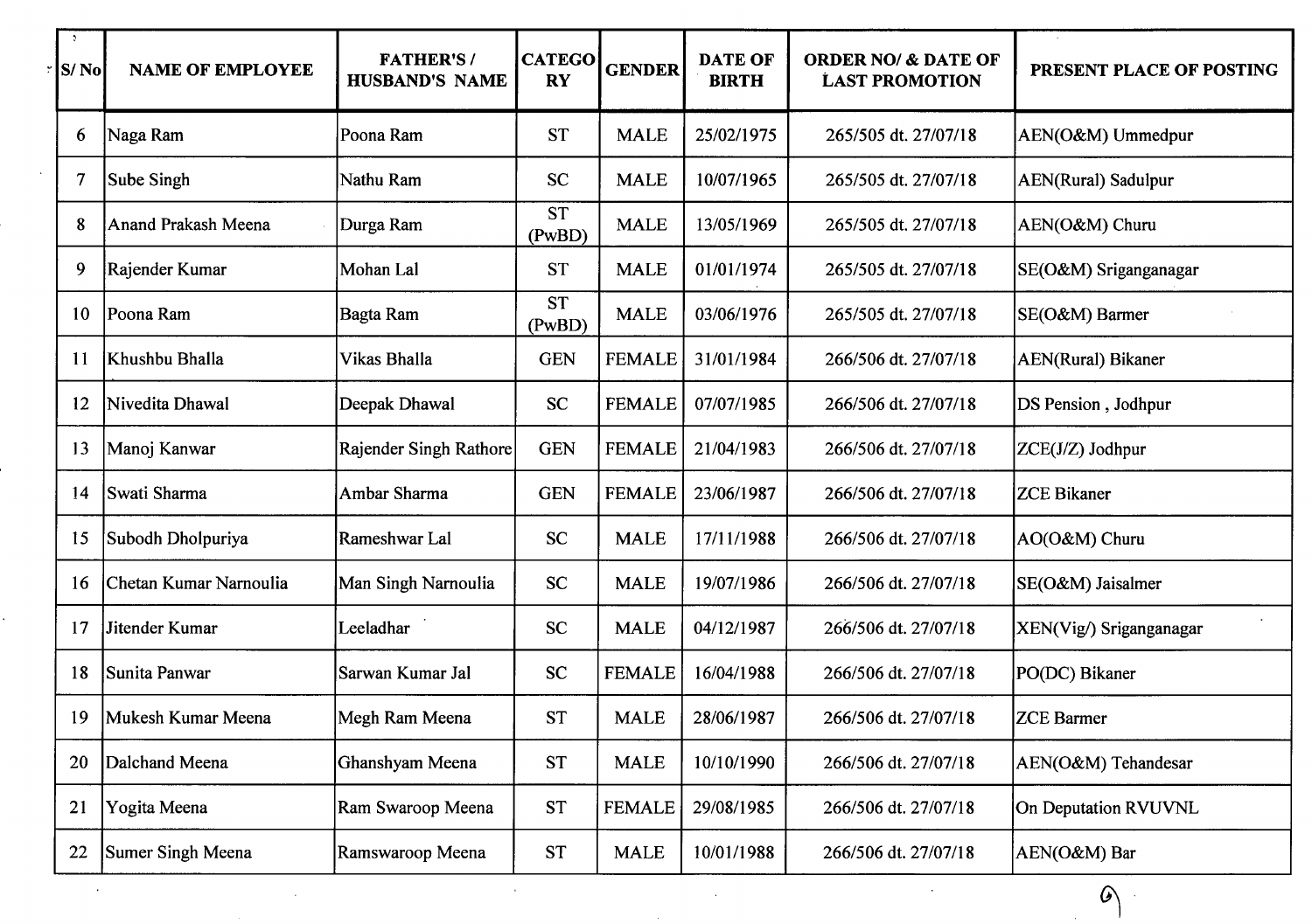| S/ No | NAME OF EMPLOYEE | FATHER'S / HUSBAND'S NAME | CATEGORY | GENDER | DATE OF BIRTH | ORDER NO/ & DATE OF LAST PROMOTION | PRESENT PLACE OF POSTING |
|---|---|---|---|---|---|---|---|
| 6 | Naga Ram | Poona Ram | ST | MALE | 25/02/1975 | 265/505 dt. 27/07/18 | AEN(O&M) Ummedpur |
| 7 | Sube Singh | Nathu Ram | SC | MALE | 10/07/1965 | 265/505 dt. 27/07/18 | AEN(Rural) Sadulpur |
| 8 | Anand Prakash Meena | Durga Ram | ST (PwBD) | MALE | 13/05/1969 | 265/505 dt. 27/07/18 | AEN(O&M) Churu |
| 9 | Rajender Kumar | Mohan Lal | ST | MALE | 01/01/1974 | 265/505 dt. 27/07/18 | SE(O&M) Sriganganagar |
| 10 | Poona Ram | Bagta Ram | ST (PwBD) | MALE | 03/06/1976 | 265/505 dt. 27/07/18 | SE(O&M) Barmer |
| 11 | Khushbu Bhalla | Vikas Bhalla | GEN | FEMALE | 31/01/1984 | 266/506 dt. 27/07/18 | AEN(Rural) Bikaner |
| 12 | Nivedita Dhawal | Deepak Dhawal | SC | FEMALE | 07/07/1985 | 266/506 dt. 27/07/18 | DS Pension , Jodhpur |
| 13 | Manoj Kanwar | Rajender Singh Rathore | GEN | FEMALE | 21/04/1983 | 266/506 dt. 27/07/18 | ZCE(J/Z) Jodhpur |
| 14 | Swati Sharma | Ambar Sharma | GEN | FEMALE | 23/06/1987 | 266/506 dt. 27/07/18 | ZCE Bikaner |
| 15 | Subodh Dholpuriya | Rameshwar Lal | SC | MALE | 17/11/1988 | 266/506 dt. 27/07/18 | AO(O&M) Churu |
| 16 | Chetan Kumar Narnoulia | Man Singh Narnoulia | SC | MALE | 19/07/1986 | 266/506 dt. 27/07/18 | SE(O&M) Jaisalmer |
| 17 | Jitender Kumar | Leeladhar | SC | MALE | 04/12/1987 | 266/506 dt. 27/07/18 | XEN(Vig/) Sriganganagar |
| 18 | Sunita Panwar | Sarwan Kumar Jal | SC | FEMALE | 16/04/1988 | 266/506 dt. 27/07/18 | PO(DC) Bikaner |
| 19 | Mukesh Kumar Meena | Megh Ram Meena | ST | MALE | 28/06/1987 | 266/506 dt. 27/07/18 | ZCE Barmer |
| 20 | Dalchand Meena | Ghanshyam Meena | ST | MALE | 10/10/1990 | 266/506 dt. 27/07/18 | AEN(O&M) Tehandesar |
| 21 | Yogita Meena | Ram Swaroop Meena | ST | FEMALE | 29/08/1985 | 266/506 dt. 27/07/18 | On Deputation RVUVNL |
| 22 | Sumer Singh Meena | Ramswaroop Meena | ST | MALE | 10/01/1988 | 266/506 dt. 27/07/18 | AEN(O&M) Bar |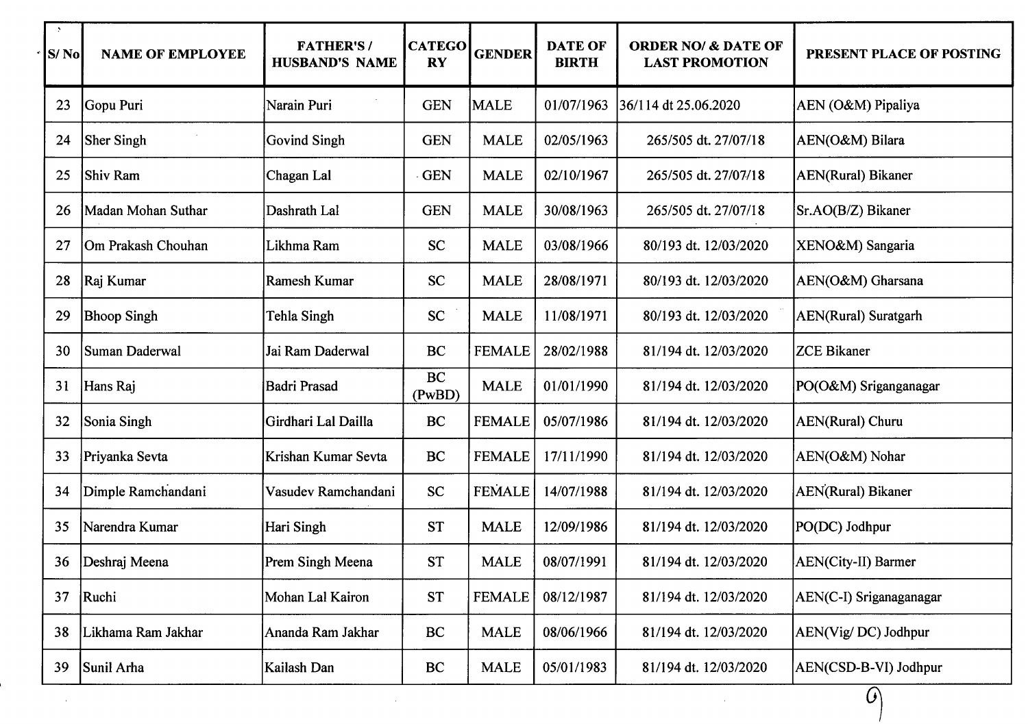| S/ No | NAME OF EMPLOYEE | FATHER'S / HUSBAND'S NAME | CATEGORY | GENDER | DATE OF BIRTH | ORDER NO/ & DATE OF LAST PROMOTION | PRESENT PLACE OF POSTING |
|---|---|---|---|---|---|---|---|
| 23 | Gopu Puri | Narain Puri | GEN | MALE | 01/07/1963 | 36/114 dt 25.06.2020 | AEN (O&M) Pipaliya |
| 24 | Sher Singh | Govind Singh | GEN | MALE | 02/05/1963 | 265/505 dt. 27/07/18 | AEN(O&M) Bilara |
| 25 | Shiv Ram | Chagan Lal | GEN | MALE | 02/10/1967 | 265/505 dt. 27/07/18 | AEN(Rural) Bikaner |
| 26 | Madan Mohan Suthar | Dashrath Lal | GEN | MALE | 30/08/1963 | 265/505 dt. 27/07/18 | Sr.AO(B/Z) Bikaner |
| 27 | Om Prakash Chouhan | Likhma Ram | SC | MALE | 03/08/1966 | 80/193 dt. 12/03/2020 | XENO&M) Sangaria |
| 28 | Raj Kumar | Ramesh Kumar | SC | MALE | 28/08/1971 | 80/193 dt. 12/03/2020 | AEN(O&M) Gharsana |
| 29 | Bhoop Singh | Tehla Singh | SC | MALE | 11/08/1971 | 80/193 dt. 12/03/2020 | AEN(Rural) Suratgarh |
| 30 | Suman Daderwal | Jai Ram Daderwal | BC | FEMALE | 28/02/1988 | 81/194 dt. 12/03/2020 | ZCE Bikaner |
| 31 | Hans Raj | Badri Prasad | BC (PwBD) | MALE | 01/01/1990 | 81/194 dt. 12/03/2020 | PO(O&M) Sriganganagar |
| 32 | Sonia Singh | Girdhari Lal Dailla | BC | FEMALE | 05/07/1986 | 81/194 dt. 12/03/2020 | AEN(Rural) Churu |
| 33 | Priyanka Sevta | Krishan Kumar Sevta | BC | FEMALE | 17/11/1990 | 81/194 dt. 12/03/2020 | AEN(O&M) Nohar |
| 34 | Dimple Ramchandani | Vasudev Ramchandani | SC | FEMALE | 14/07/1988 | 81/194 dt. 12/03/2020 | AEN(Rural) Bikaner |
| 35 | Narendra Kumar | Hari Singh | ST | MALE | 12/09/1986 | 81/194 dt. 12/03/2020 | PO(DC) Jodhpur |
| 36 | Deshraj Meena | Prem Singh Meena | ST | MALE | 08/07/1991 | 81/194 dt. 12/03/2020 | AEN(City-II) Barmer |
| 37 | Ruchi | Mohan Lal Kairon | ST | FEMALE | 08/12/1987 | 81/194 dt. 12/03/2020 | AEN(C-I) Sriganaganagar |
| 38 | Likhama Ram Jakhar | Ananda Ram Jakhar | BC | MALE | 08/06/1966 | 81/194 dt. 12/03/2020 | AEN(Vig/ DC) Jodhpur |
| 39 | Sunil Arha | Kailash Dan | BC | MALE | 05/01/1983 | 81/194 dt. 12/03/2020 | AEN(CSD-B-VI) Jodhpur |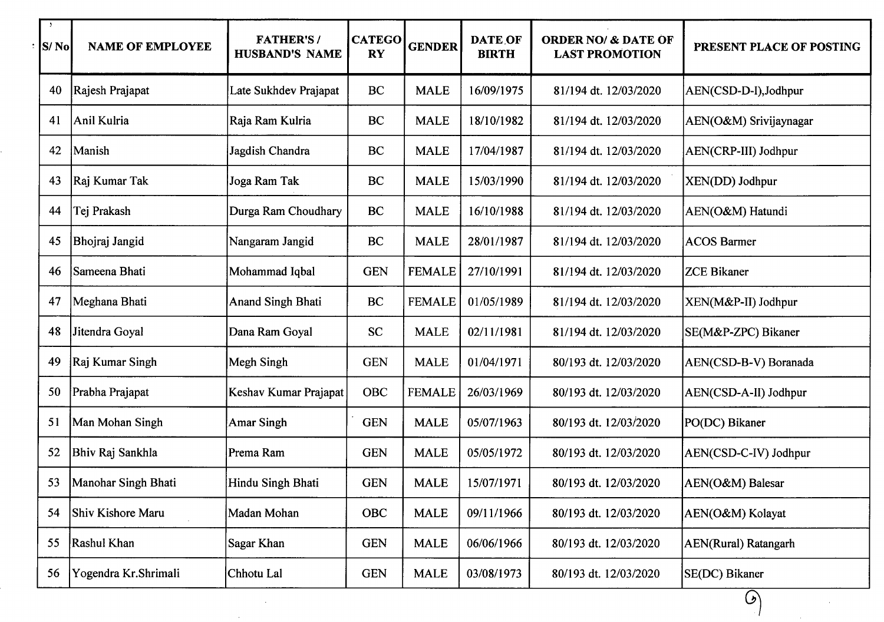| S/ No | NAME OF EMPLOYEE | FATHER'S / HUSBAND'S NAME | CATEGORY | GENDER | DATE OF BIRTH | ORDER NO/ & DATE OF LAST PROMOTION | PRESENT PLACE OF POSTING |
|---|---|---|---|---|---|---|---|
| 40 | Rajesh Prajapat | Late Sukhdev Prajapat | BC | MALE | 16/09/1975 | 81/194 dt. 12/03/2020 | AEN(CSD-D-I),Jodhpur |
| 41 | Anil Kulria | Raja Ram Kulria | BC | MALE | 18/10/1982 | 81/194 dt. 12/03/2020 | AEN(O&M) Srivijaynagar |
| 42 | Manish | Jagdish Chandra | BC | MALE | 17/04/1987 | 81/194 dt. 12/03/2020 | AEN(CRP-III) Jodhpur |
| 43 | Raj Kumar Tak | Joga Ram Tak | BC | MALE | 15/03/1990 | 81/194 dt. 12/03/2020 | XEN(DD) Jodhpur |
| 44 | Tej Prakash | Durga Ram Choudhary | BC | MALE | 16/10/1988 | 81/194 dt. 12/03/2020 | AEN(O&M) Hatundi |
| 45 | Bhojraj Jangid | Nangaram Jangid | BC | MALE | 28/01/1987 | 81/194 dt. 12/03/2020 | ACOS Barmer |
| 46 | Sameena Bhati | Mohammad Iqbal | GEN | FEMALE | 27/10/1991 | 81/194 dt. 12/03/2020 | ZCE Bikaner |
| 47 | Meghana Bhati | Anand Singh Bhati | BC | FEMALE | 01/05/1989 | 81/194 dt. 12/03/2020 | XEN(M&P-II) Jodhpur |
| 48 | Jitendra Goyal | Dana Ram Goyal | SC | MALE | 02/11/1981 | 81/194 dt. 12/03/2020 | SE(M&P-ZPC) Bikaner |
| 49 | Raj Kumar Singh | Megh Singh | GEN | MALE | 01/04/1971 | 80/193 dt. 12/03/2020 | AEN(CSD-B-V) Boranada |
| 50 | Prabha Prajapat | Keshav Kumar Prajapat | OBC | FEMALE | 26/03/1969 | 80/193 dt. 12/03/2020 | AEN(CSD-A-II) Jodhpur |
| 51 | Man Mohan Singh | Amar Singh | GEN | MALE | 05/07/1963 | 80/193 dt. 12/03/2020 | PO(DC) Bikaner |
| 52 | Bhiv Raj Sankhla | Prema Ram | GEN | MALE | 05/05/1972 | 80/193 dt. 12/03/2020 | AEN(CSD-C-IV) Jodhpur |
| 53 | Manohar Singh Bhati | Hindu Singh Bhati | GEN | MALE | 15/07/1971 | 80/193 dt. 12/03/2020 | AEN(O&M) Balesar |
| 54 | Shiv Kishore Maru | Madan Mohan | OBC | MALE | 09/11/1966 | 80/193 dt. 12/03/2020 | AEN(O&M) Kolayat |
| 55 | Rashul Khan | Sagar Khan | GEN | MALE | 06/06/1966 | 80/193 dt. 12/03/2020 | AEN(Rural) Ratangarh |
| 56 | Yogendra Kr.Shrimali | Chhotu Lal | GEN | MALE | 03/08/1973 | 80/193 dt. 12/03/2020 | SE(DC) Bikaner |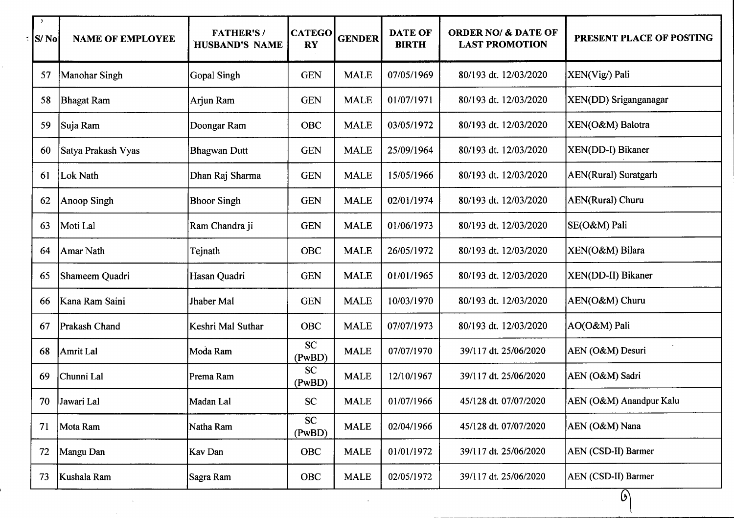| S/ No | NAME OF EMPLOYEE | FATHER'S / HUSBAND'S NAME | CATEGORY | GENDER | DATE OF BIRTH | ORDER NO/ & DATE OF LAST PROMOTION | PRESENT PLACE OF POSTING |
|---|---|---|---|---|---|---|---|
| 57 | Manohar Singh | Gopal Singh | GEN | MALE | 07/05/1969 | 80/193 dt. 12/03/2020 | XEN(Vig/) Pali |
| 58 | Bhagat Ram | Arjun Ram | GEN | MALE | 01/07/1971 | 80/193 dt. 12/03/2020 | XEN(DD) Sriganganagar |
| 59 | Suja Ram | Doongar Ram | OBC | MALE | 03/05/1972 | 80/193 dt. 12/03/2020 | XEN(O&M) Balotra |
| 60 | Satya Prakash Vyas | Bhagwan Dutt | GEN | MALE | 25/09/1964 | 80/193 dt. 12/03/2020 | XEN(DD-I) Bikaner |
| 61 | Lok Nath | Dhan Raj Sharma | GEN | MALE | 15/05/1966 | 80/193 dt. 12/03/2020 | AEN(Rural) Suratgarh |
| 62 | Anoop Singh | Bhoor Singh | GEN | MALE | 02/01/1974 | 80/193 dt. 12/03/2020 | AEN(Rural) Churu |
| 63 | Moti Lal | Ram Chandra ji | GEN | MALE | 01/06/1973 | 80/193 dt. 12/03/2020 | SE(O&M) Pali |
| 64 | Amar Nath | Tejnath | OBC | MALE | 26/05/1972 | 80/193 dt. 12/03/2020 | XEN(O&M) Bilara |
| 65 | Shameem Quadri | Hasan Quadri | GEN | MALE | 01/01/1965 | 80/193 dt. 12/03/2020 | XEN(DD-II) Bikaner |
| 66 | Kana Ram Saini | Jhaber Mal | GEN | MALE | 10/03/1970 | 80/193 dt. 12/03/2020 | AEN(O&M) Churu |
| 67 | Prakash Chand | Keshri Mal Suthar | OBC | MALE | 07/07/1973 | 80/193 dt. 12/03/2020 | AO(O&M) Pali |
| 68 | Amrit Lal | Moda Ram | SC (PwBD) | MALE | 07/07/1970 | 39/117 dt. 25/06/2020 | AEN (O&M) Desuri |
| 69 | Chunni Lal | Prema Ram | SC (PwBD) | MALE | 12/10/1967 | 39/117 dt. 25/06/2020 | AEN (O&M) Sadri |
| 70 | Jawari Lal | Madan Lal | SC | MALE | 01/07/1966 | 45/128 dt. 07/07/2020 | AEN (O&M) Anandpur Kalu |
| 71 | Mota Ram | Natha Ram | SC (PwBD) | MALE | 02/04/1966 | 45/128 dt. 07/07/2020 | AEN (O&M) Nana |
| 72 | Mangu Dan | Kav Dan | OBC | MALE | 01/01/1972 | 39/117 dt. 25/06/2020 | AEN (CSD-II) Barmer |
| 73 | Kushala Ram | Sagra Ram | OBC | MALE | 02/05/1972 | 39/117 dt. 25/06/2020 | AEN (CSD-II) Barmer |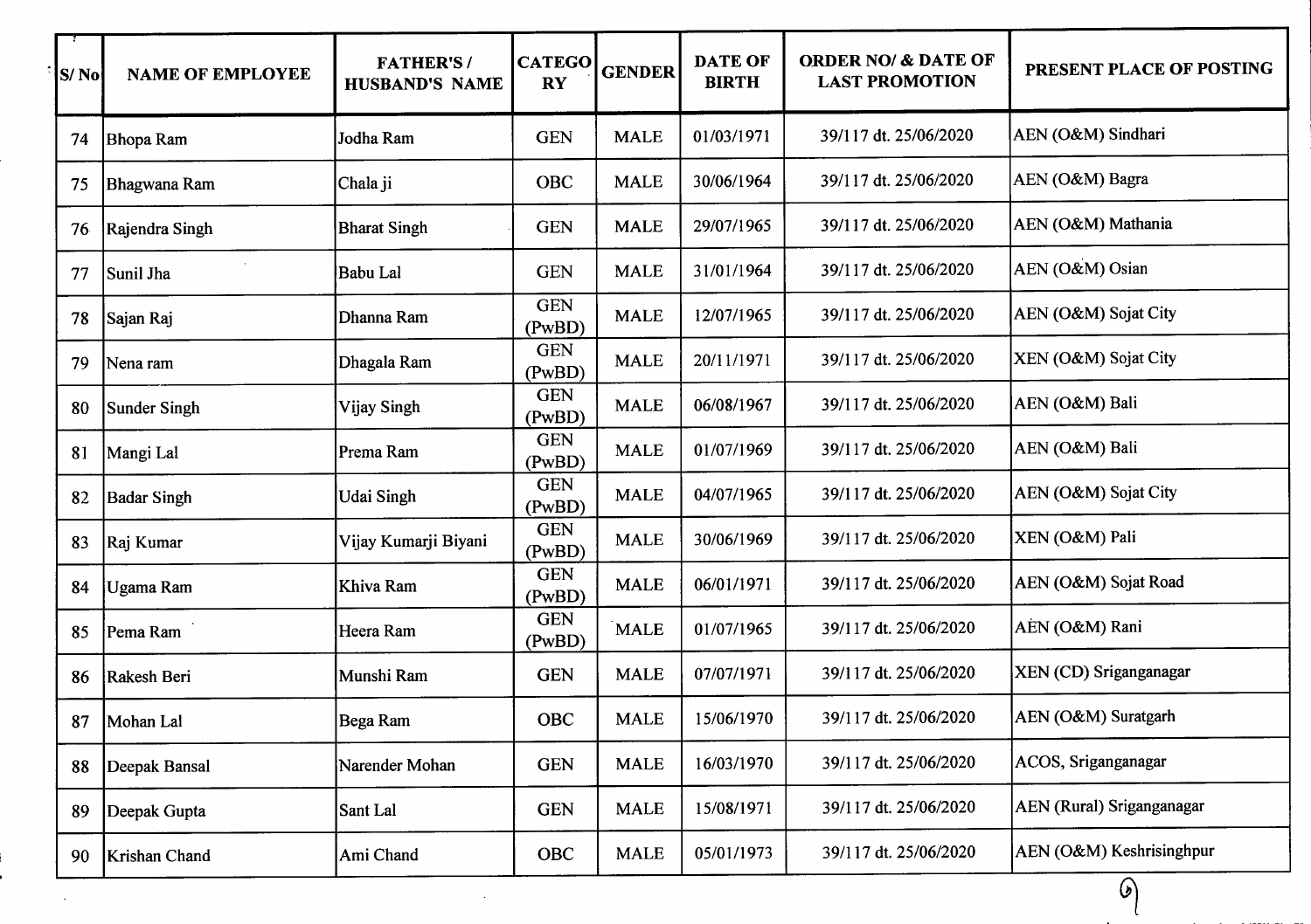| S/ No | NAME OF EMPLOYEE | FATHER'S / HUSBAND'S NAME | CATEGORY | GENDER | DATE OF BIRTH | ORDER NO/ & DATE OF LAST PROMOTION | PRESENT PLACE OF POSTING |
|---|---|---|---|---|---|---|---|
| 74 | Bhopa Ram | Jodha Ram | GEN | MALE | 01/03/1971 | 39/117 dt. 25/06/2020 | AEN (O&M) Sindhari |
| 75 | Bhagwana Ram | Chala ji | OBC | MALE | 30/06/1964 | 39/117 dt. 25/06/2020 | AEN (O&M) Bagra |
| 76 | Rajendra Singh | Bharat Singh | GEN | MALE | 29/07/1965 | 39/117 dt. 25/06/2020 | AEN (O&M) Mathania |
| 77 | Sunil Jha | Babu Lal | GEN | MALE | 31/01/1964 | 39/117 dt. 25/06/2020 | AEN (O&M) Osian |
| 78 | Sajan Raj | Dhanna Ram | GEN (PwBD) | MALE | 12/07/1965 | 39/117 dt. 25/06/2020 | AEN (O&M) Sojat City |
| 79 | Nena ram | Dhagala Ram | GEN (PwBD) | MALE | 20/11/1971 | 39/117 dt. 25/06/2020 | XEN (O&M) Sojat City |
| 80 | Sunder Singh | Vijay Singh | GEN (PwBD) | MALE | 06/08/1967 | 39/117 dt. 25/06/2020 | AEN (O&M) Bali |
| 81 | Mangi Lal | Prema Ram | GEN (PwBD) | MALE | 01/07/1969 | 39/117 dt. 25/06/2020 | AEN (O&M) Bali |
| 82 | Badar Singh | Udai Singh | GEN (PwBD) | MALE | 04/07/1965 | 39/117 dt. 25/06/2020 | AEN (O&M) Sojat City |
| 83 | Raj Kumar | Vijay Kumarji Biyani | GEN (PwBD) | MALE | 30/06/1969 | 39/117 dt. 25/06/2020 | XEN (O&M) Pali |
| 84 | Ugama Ram | Khiva Ram | GEN (PwBD) | MALE | 06/01/1971 | 39/117 dt. 25/06/2020 | AEN (O&M) Sojat Road |
| 85 | Pema Ram | Heera Ram | GEN (PwBD) | MALE | 01/07/1965 | 39/117 dt. 25/06/2020 | AEN (O&M) Rani |
| 86 | Rakesh Beri | Munshi Ram | GEN | MALE | 07/07/1971 | 39/117 dt. 25/06/2020 | XEN (CD) Sriganganagar |
| 87 | Mohan Lal | Bega Ram | OBC | MALE | 15/06/1970 | 39/117 dt. 25/06/2020 | AEN (O&M) Suratgarh |
| 88 | Deepak Bansal | Narender Mohan | GEN | MALE | 16/03/1970 | 39/117 dt. 25/06/2020 | ACOS, Sriganganagar |
| 89 | Deepak Gupta | Sant Lal | GEN | MALE | 15/08/1971 | 39/117 dt. 25/06/2020 | AEN (Rural) Sriganganagar |
| 90 | Krishan Chand | Ami Chand | OBC | MALE | 05/01/1973 | 39/117 dt. 25/06/2020 | AEN (O&M) Keshrisinghpur |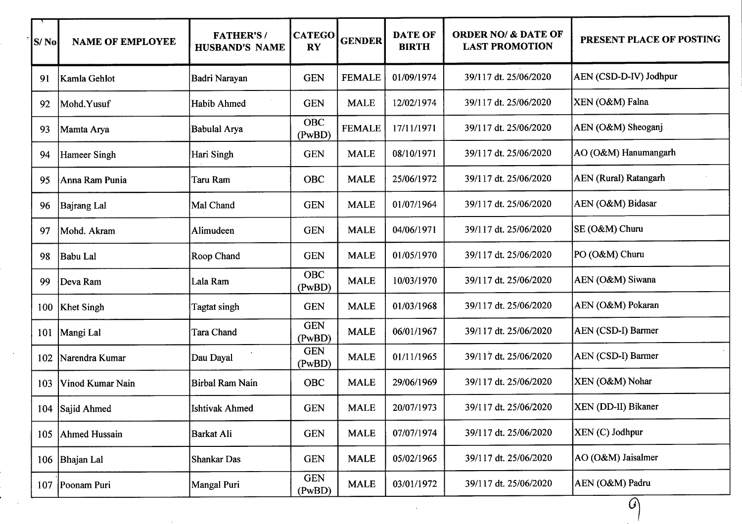| S/ No | NAME OF EMPLOYEE | FATHER'S / HUSBAND'S NAME | CATEGORY | GENDER | DATE OF BIRTH | ORDER NO/ & DATE OF LAST PROMOTION | PRESENT PLACE OF POSTING |
|---|---|---|---|---|---|---|---|
| 91 | Kamla Gehlot | Badri Narayan | GEN | FEMALE | 01/09/1974 | 39/117 dt. 25/06/2020 | AEN (CSD-D-IV) Jodhpur |
| 92 | Mohd.Yusuf | Habib Ahmed | GEN | MALE | 12/02/1974 | 39/117 dt. 25/06/2020 | XEN (O&M) Falna |
| 93 | Mamta Arya | Babulal Arya | OBC (PwBD) | FEMALE | 17/11/1971 | 39/117 dt. 25/06/2020 | AEN (O&M) Sheoganj |
| 94 | Hameer Singh | Hari Singh | GEN | MALE | 08/10/1971 | 39/117 dt. 25/06/2020 | AO (O&M) Hanumangarh |
| 95 | Anna Ram Punia | Taru Ram | OBC | MALE | 25/06/1972 | 39/117 dt. 25/06/2020 | AEN (Rural) Ratangarh |
| 96 | Bajrang Lal | Mal Chand | GEN | MALE | 01/07/1964 | 39/117 dt. 25/06/2020 | AEN (O&M) Bidasar |
| 97 | Mohd. Akram | Alimudeen | GEN | MALE | 04/06/1971 | 39/117 dt. 25/06/2020 | SE (O&M) Churu |
| 98 | Babu Lal | Roop Chand | GEN | MALE | 01/05/1970 | 39/117 dt. 25/06/2020 | PO (O&M) Churu |
| 99 | Deva Ram | Lala Ram | OBC (PwBD) | MALE | 10/03/1970 | 39/117 dt. 25/06/2020 | AEN (O&M) Siwana |
| 100 | Khet Singh | Tagtat singh | GEN | MALE | 01/03/1968 | 39/117 dt. 25/06/2020 | AEN (O&M) Pokaran |
| 101 | Mangi Lal | Tara Chand | GEN (PwBD) | MALE | 06/01/1967 | 39/117 dt. 25/06/2020 | AEN (CSD-I) Barmer |
| 102 | Narendra Kumar | Dau Dayal | GEN (PwBD) | MALE | 01/11/1965 | 39/117 dt. 25/06/2020 | AEN (CSD-I) Barmer |
| 103 | Vinod Kumar Nain | Birbal Ram Nain | OBC | MALE | 29/06/1969 | 39/117 dt. 25/06/2020 | XEN (O&M) Nohar |
| 104 | Sajid Ahmed | Ishtivak Ahmed | GEN | MALE | 20/07/1973 | 39/117 dt. 25/06/2020 | XEN (DD-II) Bikaner |
| 105 | Ahmed Hussain | Barkat Ali | GEN | MALE | 07/07/1974 | 39/117 dt. 25/06/2020 | XEN (C) Jodhpur |
| 106 | Bhajan Lal | Shankar Das | GEN | MALE | 05/02/1965 | 39/117 dt. 25/06/2020 | AO (O&M) Jaisalmer |
| 107 | Poonam Puri | Mangal Puri | GEN (PwBD) | MALE | 03/01/1972 | 39/117 dt. 25/06/2020 | AEN (O&M) Padru |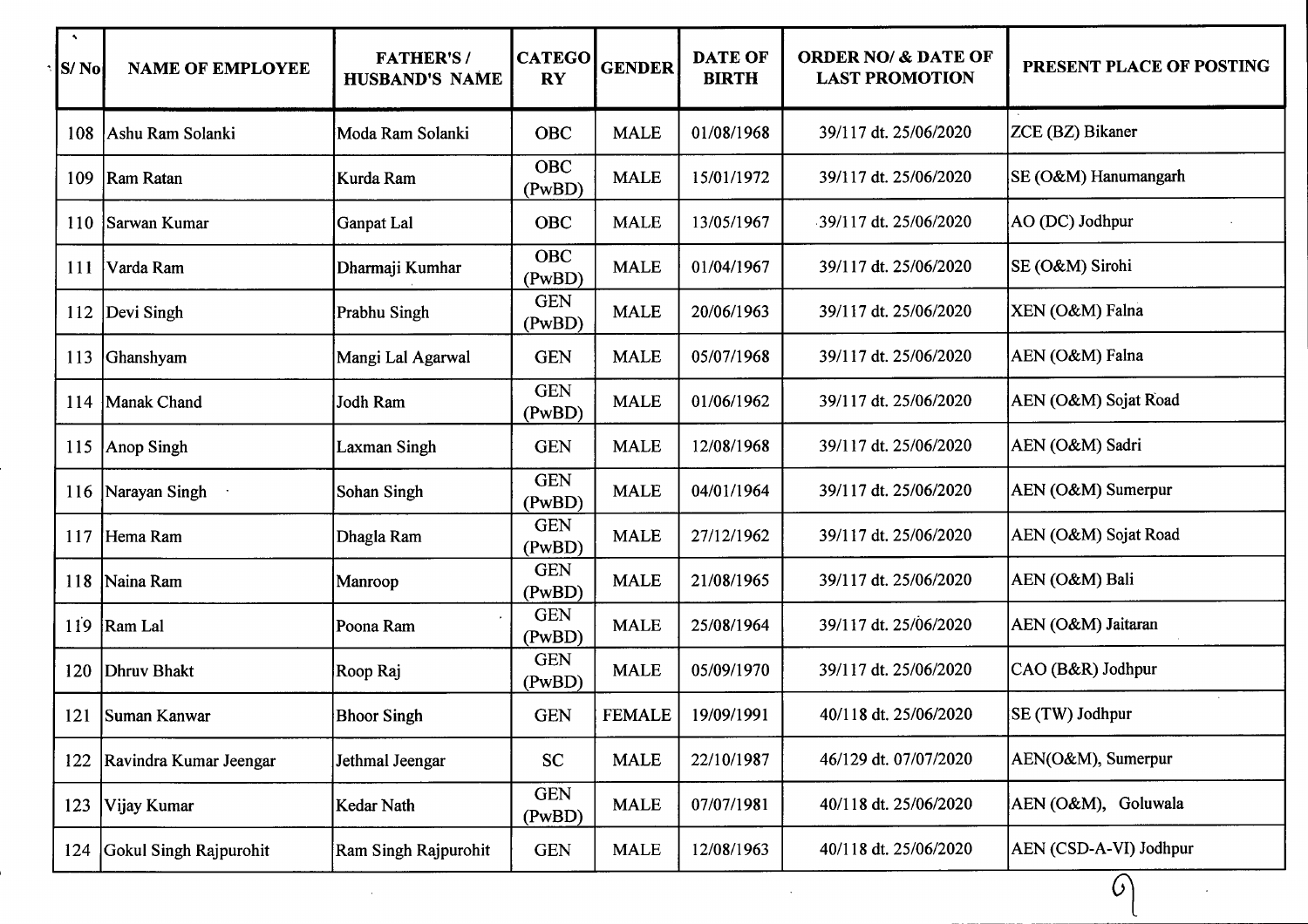| S/ No | NAME OF EMPLOYEE | FATHER'S / HUSBAND'S NAME | CATEGORY | GENDER | DATE OF BIRTH | ORDER NO/ & DATE OF LAST PROMOTION | PRESENT PLACE OF POSTING |
|---|---|---|---|---|---|---|---|
| 108 | Ashu Ram Solanki | Moda Ram Solanki | OBC | MALE | 01/08/1968 | 39/117 dt. 25/06/2020 | ZCE (BZ) Bikaner |
| 109 | Ram Ratan | Kurda Ram | OBC (PwBD) | MALE | 15/01/1972 | 39/117 dt. 25/06/2020 | SE (O&M) Hanumangarh |
| 110 | Sarwan Kumar | Ganpat Lal | OBC | MALE | 13/05/1967 | 39/117 dt. 25/06/2020 | AO (DC) Jodhpur |
| 111 | Varda Ram | Dharmaji Kumhar | OBC (PwBD) | MALE | 01/04/1967 | 39/117 dt. 25/06/2020 | SE (O&M) Sirohi |
| 112 | Devi Singh | Prabhu Singh | GEN (PwBD) | MALE | 20/06/1963 | 39/117 dt. 25/06/2020 | XEN (O&M) Falna |
| 113 | Ghanshyam | Mangi Lal Agarwal | GEN | MALE | 05/07/1968 | 39/117 dt. 25/06/2020 | AEN (O&M) Falna |
| 114 | Manak Chand | Jodh Ram | GEN (PwBD) | MALE | 01/06/1962 | 39/117 dt. 25/06/2020 | AEN (O&M) Sojat Road |
| 115 | Anop Singh | Laxman Singh | GEN | MALE | 12/08/1968 | 39/117 dt. 25/06/2020 | AEN (O&M) Sadri |
| 116 | Narayan Singh | Sohan Singh | GEN (PwBD) | MALE | 04/01/1964 | 39/117 dt. 25/06/2020 | AEN (O&M) Sumerpur |
| 117 | Hema Ram | Dhagla Ram | GEN (PwBD) | MALE | 27/12/1962 | 39/117 dt. 25/06/2020 | AEN (O&M) Sojat Road |
| 118 | Naina Ram | Manroop | GEN (PwBD) | MALE | 21/08/1965 | 39/117 dt. 25/06/2020 | AEN (O&M) Bali |
| 119 | Ram Lal | Poona Ram | GEN (PwBD) | MALE | 25/08/1964 | 39/117 dt. 25/06/2020 | AEN (O&M) Jaitaran |
| 120 | Dhruv Bhakt | Roop Raj | GEN (PwBD) | MALE | 05/09/1970 | 39/117 dt. 25/06/2020 | CAO (B&R) Jodhpur |
| 121 | Suman Kanwar | Bhoor Singh | GEN | FEMALE | 19/09/1991 | 40/118 dt. 25/06/2020 | SE (TW) Jodhpur |
| 122 | Ravindra Kumar Jeengar | Jethmal Jeengar | SC | MALE | 22/10/1987 | 46/129 dt. 07/07/2020 | AEN(O&M), Sumerpur |
| 123 | Vijay Kumar | Kedar Nath | GEN (PwBD) | MALE | 07/07/1981 | 40/118 dt. 25/06/2020 | AEN (O&M), Goluwala |
| 124 | Gokul Singh Rajpurohit | Ram Singh Rajpurohit | GEN | MALE | 12/08/1963 | 40/118 dt. 25/06/2020 | AEN (CSD-A-VI) Jodhpur |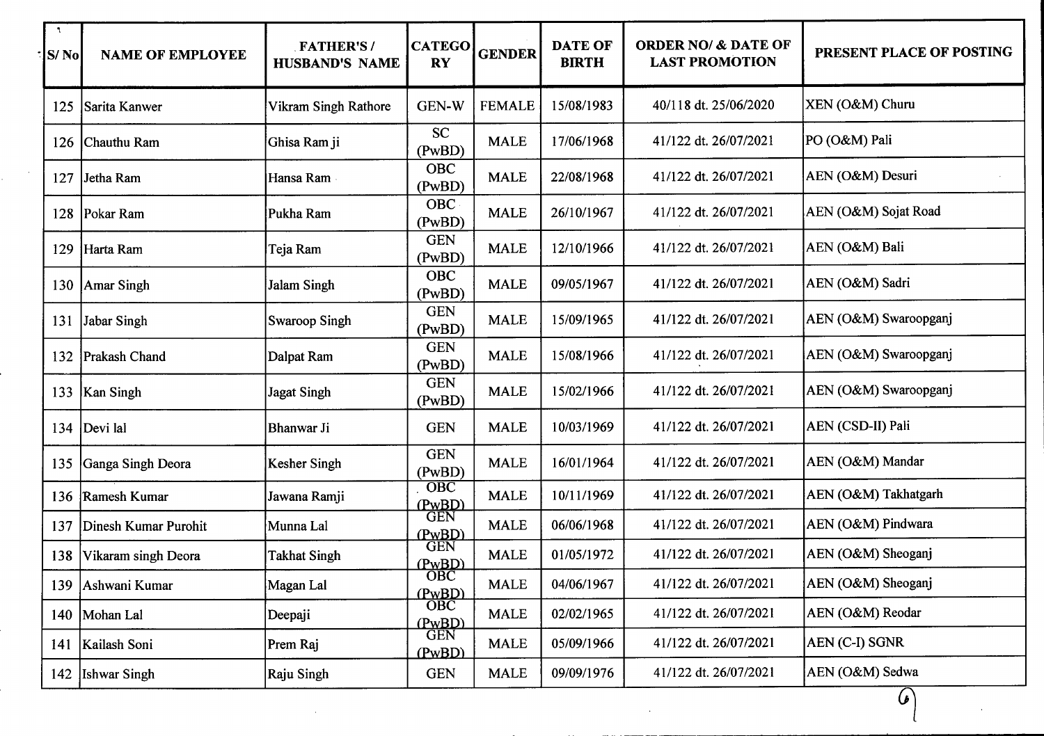| S/ No | NAME OF EMPLOYEE | FATHER'S / HUSBAND'S NAME | CATEGORY | GENDER | DATE OF BIRTH | ORDER NO/ & DATE OF LAST PROMOTION | PRESENT PLACE OF POSTING |
|---|---|---|---|---|---|---|---|
| 125 | Sarita Kanwer | Vikram Singh Rathore | GEN-W | FEMALE | 15/08/1983 | 40/118 dt. 25/06/2020 | XEN (O&M) Churu |
| 126 | Chauthu Ram | Ghisa Ram ji | SC (PwBD) | MALE | 17/06/1968 | 41/122 dt. 26/07/2021 | PO (O&M) Pali |
| 127 | Jetha Ram | Hansa Ram | OBC (PwBD) | MALE | 22/08/1968 | 41/122 dt. 26/07/2021 | AEN (O&M) Desuri |
| 128 | Pokar Ram | Pukha Ram | OBC (PwBD) | MALE | 26/10/1967 | 41/122 dt. 26/07/2021 | AEN (O&M) Sojat Road |
| 129 | Harta Ram | Teja Ram | GEN (PwBD) | MALE | 12/10/1966 | 41/122 dt. 26/07/2021 | AEN (O&M) Bali |
| 130 | Amar Singh | Jalam Singh | OBC (PwBD) | MALE | 09/05/1967 | 41/122 dt. 26/07/2021 | AEN (O&M) Sadri |
| 131 | Jabar Singh | Swaroop Singh | GEN (PwBD) | MALE | 15/09/1965 | 41/122 dt. 26/07/2021 | AEN (O&M) Swaroopganj |
| 132 | Prakash Chand | Dalpat Ram | GEN (PwBD) | MALE | 15/08/1966 | 41/122 dt. 26/07/2021 | AEN (O&M) Swaroopganj |
| 133 | Kan Singh | Jagat Singh | GEN (PwBD) | MALE | 15/02/1966 | 41/122 dt. 26/07/2021 | AEN (O&M) Swaroopganj |
| 134 | Devi lal | Bhanwar Ji | GEN | MALE | 10/03/1969 | 41/122 dt. 26/07/2021 | AEN (CSD-II) Pali |
| 135 | Ganga Singh Deora | Kesher Singh | GEN (PwBD) | MALE | 16/01/1964 | 41/122 dt. 26/07/2021 | AEN (O&M) Mandar |
| 136 | Ramesh Kumar | Jawana Ramji | OBC (PwBD) | MALE | 10/11/1969 | 41/122 dt. 26/07/2021 | AEN (O&M) Takhatgarh |
| 137 | Dinesh Kumar Purohit | Munna Lal | GEN (PwBD) | MALE | 06/06/1968 | 41/122 dt. 26/07/2021 | AEN (O&M) Pindwara |
| 138 | Vikaram singh Deora | Takhat Singh | GEN (PwBD) | MALE | 01/05/1972 | 41/122 dt. 26/07/2021 | AEN (O&M) Sheoganj |
| 139 | Ashwani Kumar | Magan Lal | OBC (PwBD) | MALE | 04/06/1967 | 41/122 dt. 26/07/2021 | AEN (O&M) Sheoganj |
| 140 | Mohan Lal | Deepaji | OBC (PwBD) | MALE | 02/02/1965 | 41/122 dt. 26/07/2021 | AEN (O&M) Reodar |
| 141 | Kailash Soni | Prem Raj | GEN (PwBD) | MALE | 05/09/1966 | 41/122 dt. 26/07/2021 | AEN (C-I) SGNR |
| 142 | Ishwar Singh | Raju Singh | GEN | MALE | 09/09/1976 | 41/122 dt. 26/07/2021 | AEN (O&M) Sedwa |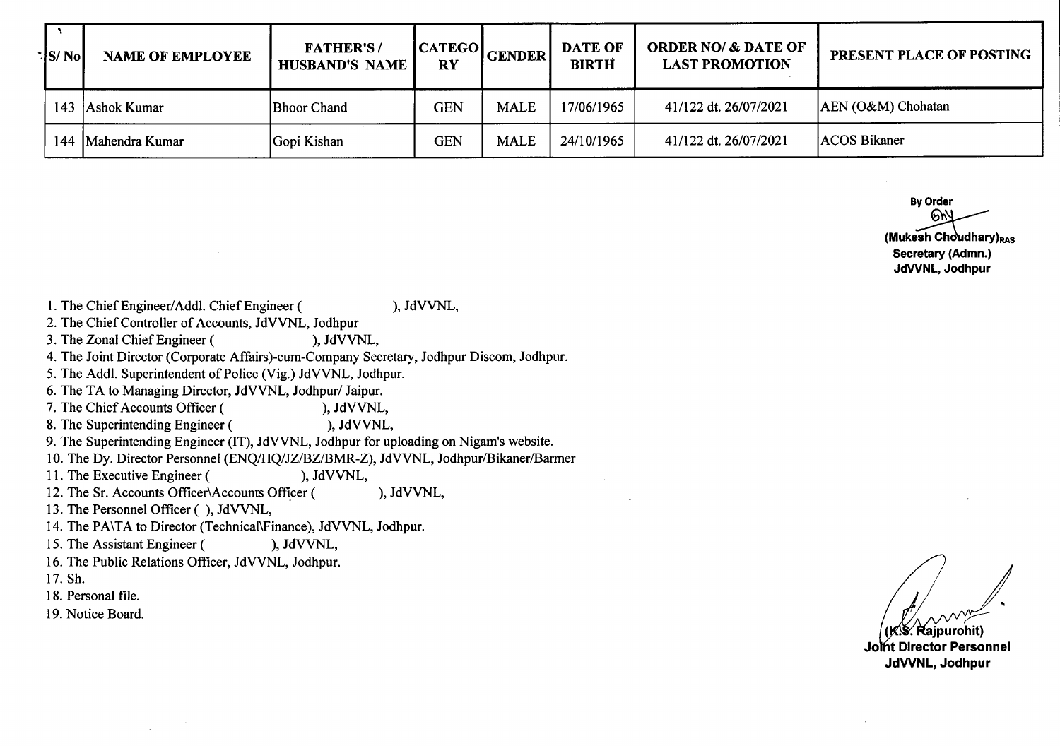| S/ No | NAME OF EMPLOYEE | FATHER'S / HUSBAND'S NAME | CATEGORY | GENDER | DATE OF BIRTH | ORDER NO/ & DATE OF LAST PROMOTION | PRESENT PLACE OF POSTING |
|---|---|---|---|---|---|---|---|
| 143 | Ashok Kumar | Bhoor Chand | GEN | MALE | 17/06/1965 | 41/122 dt. 26/07/2021 | AEN (O&M) Chohatan |
| 144 | Mahendra Kumar | Gopi Kishan | GEN | MALE | 24/10/1965 | 41/122 dt. 26/07/2021 | ACOS Bikaner |

By Order

(Mukesh Choudhary)RAS
Secretary (Admn.)
JdVVNL, Jodhpur

1. The Chief Engineer/Addl. Chief Engineer ( ), JdVVNL,
2. The Chief Controller of Accounts, JdVVNL, Jodhpur
3. The Zonal Chief Engineer ( ), JdVVNL,
4. The Joint Director (Corporate Affairs)-cum-Company Secretary, Jodhpur Discom, Jodhpur.
5. The Addl. Superintendent of Police (Vig.) JdVVNL, Jodhpur.
6. The TA to Managing Director, JdVVNL, Jodhpur/ Jaipur.
7. The Chief Accounts Officer ( ), JdVVNL,
8. The Superintending Engineer ( ), JdVVNL,
9. The Superintending Engineer (IT), JdVVNL, Jodhpur for uploading on Nigam's website.
10. The Dy. Director Personnel (ENQ/HQ/JZ/BZ/BMR-Z), JdVVNL, Jodhpur/Bikaner/Barmer
11. The Executive Engineer ( ), JdVVNL,
12. The Sr. Accounts Officer\Accounts Officer ( ), JdVVNL,
13. The Personnel Officer ( ), JdVVNL,
14. The PA\TA to Director (Technical\Finance), JdVVNL, Jodhpur.
15. The Assistant Engineer ( ), JdVVNL,
16. The Public Relations Officer, JdVVNL, Jodhpur.
17. Sh.
18. Personal file.
19. Notice Board.

(K.S. Rajpurohit)
Joint Director Personnel
JdVVNL, Jodhpur